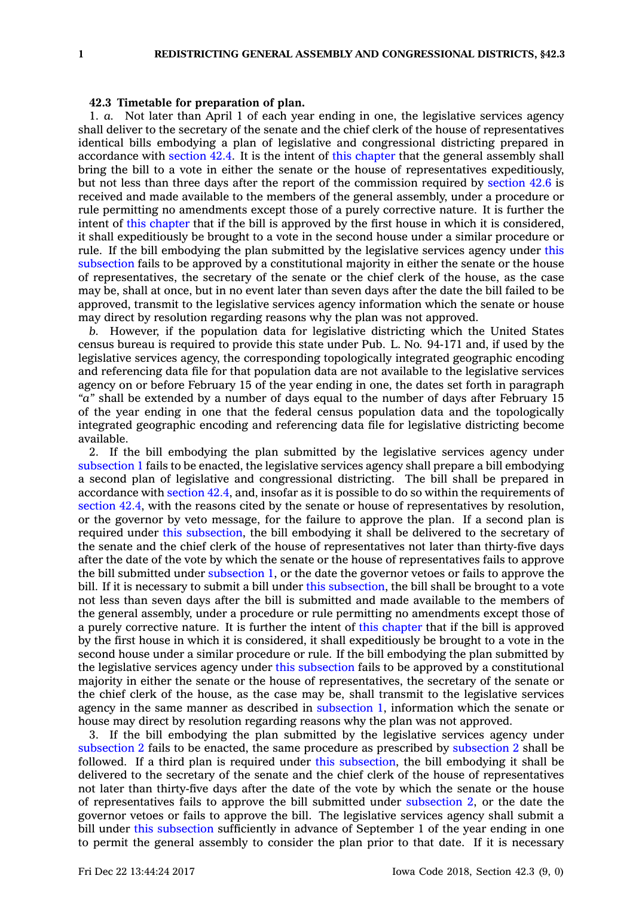**42.3 Timetable for preparation of plan.**

1. *a.* Not later than April 1 of each year ending in one, the legislative services agency shall deliver to the secretary of the senate and the chief clerk of the house of representatives identical bills embodying a plan of legislative and congressional districting prepared in accordance with section 42.4. It is the intent of this chapter that the general assembly shall bring the bill to a vote in either the senate or the house of representatives expeditiously, but not less than three days after the report of the commission required by section 42.6 is received and made available to the members of the general assembly, under a procedure or rule permitting no amendments except those of a purely corrective nature. It is further the intent of this chapter that if the bill is approved by the first house in which it is considered, it shall expeditiously be brought to a vote in the second house under a similar procedure or rule. If the bill embodying the plan submitted by the legislative services agency under this subsection fails to be approved by a constitutional majority in either the senate or the house of representatives, the secretary of the senate or the chief clerk of the house, as the case may be, shall at once, but in no event later than seven days after the date the bill failed to be approved, transmit to the legislative services agency information which the senate or house may direct by resolution regarding reasons why the plan was not approved.

*b.* However, if the population data for legislative districting which the United States census bureau is required to provide this state under Pub. L. No. 94-171 and, if used by the legislative services agency, the corresponding topologically integrated geographic encoding and referencing data file for that population data are not available to the legislative services agency on or before February 15 of the year ending in one, the dates set forth in paragraph "*a*" shall be extended by a number of days equal to the number of days after February 15 of the year ending in one that the federal census population data and the topologically integrated geographic encoding and referencing data file for legislative districting become available.

2. If the bill embodying the plan submitted by the legislative services agency under subsection 1 fails to be enacted, the legislative services agency shall prepare a bill embodying a second plan of legislative and congressional districting. The bill shall be prepared in accordance with section 42.4, and, insofar as it is possible to do so within the requirements of section 42.4, with the reasons cited by the senate or house of representatives by resolution, or the governor by veto message, for the failure to approve the plan. If a second plan is required under this subsection, the bill embodying it shall be delivered to the secretary of the senate and the chief clerk of the house of representatives not later than thirty-five days after the date of the vote by which the senate or the house of representatives fails to approve the bill submitted under subsection 1, or the date the governor vetoes or fails to approve the bill. If it is necessary to submit a bill under this subsection, the bill shall be brought to a vote not less than seven days after the bill is submitted and made available to the members of the general assembly, under a procedure or rule permitting no amendments except those of a purely corrective nature. It is further the intent of this chapter that if the bill is approved by the first house in which it is considered, it shall expeditiously be brought to a vote in the second house under a similar procedure or rule. If the bill embodying the plan submitted by the legislative services agency under this subsection fails to be approved by a constitutional majority in either the senate or the house of representatives, the secretary of the senate or the chief clerk of the house, as the case may be, shall transmit to the legislative services agency in the same manner as described in subsection 1, information which the senate or house may direct by resolution regarding reasons why the plan was not approved.

3. If the bill embodying the plan submitted by the legislative services agency under subsection 2 fails to be enacted, the same procedure as prescribed by subsection 2 shall be followed. If a third plan is required under this subsection, the bill embodying it shall be delivered to the secretary of the senate and the chief clerk of the house of representatives not later than thirty-five days after the date of the vote by which the senate or the house of representatives fails to approve the bill submitted under subsection 2, or the date the governor vetoes or fails to approve the bill. The legislative services agency shall submit a bill under this subsection sufficiently in advance of September 1 of the year ending in one to permit the general assembly to consider the plan prior to that date. If it is necessary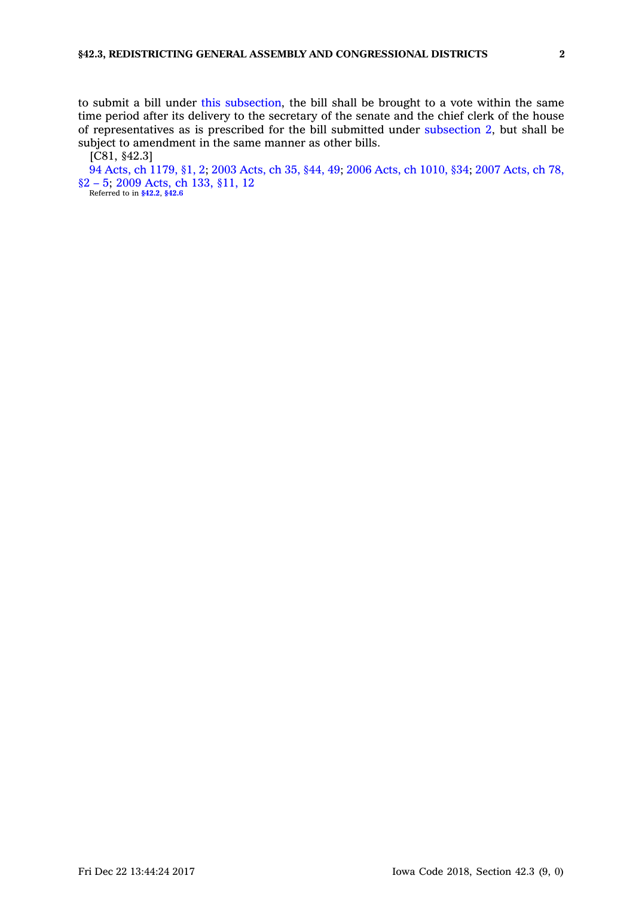to submit a bill under this subsection, the bill shall be brought to a vote within the same time period after its delivery to the secretary of the senate and the chief clerk of the house of representatives as is prescribed for the bill submitted under subsection 2, but shall be subject to amendment in the same manner as other bills.

[C81, §42.3]

94 Acts, ch 1179, §1, 2; 2003 Acts, ch 35, §44, 49; 2006 Acts, ch 1010, §34; 2007 Acts, ch 78, §2 – 5; 2009 Acts, ch 133, §11, 12

Referred to in **§42.2**, **§42.6**